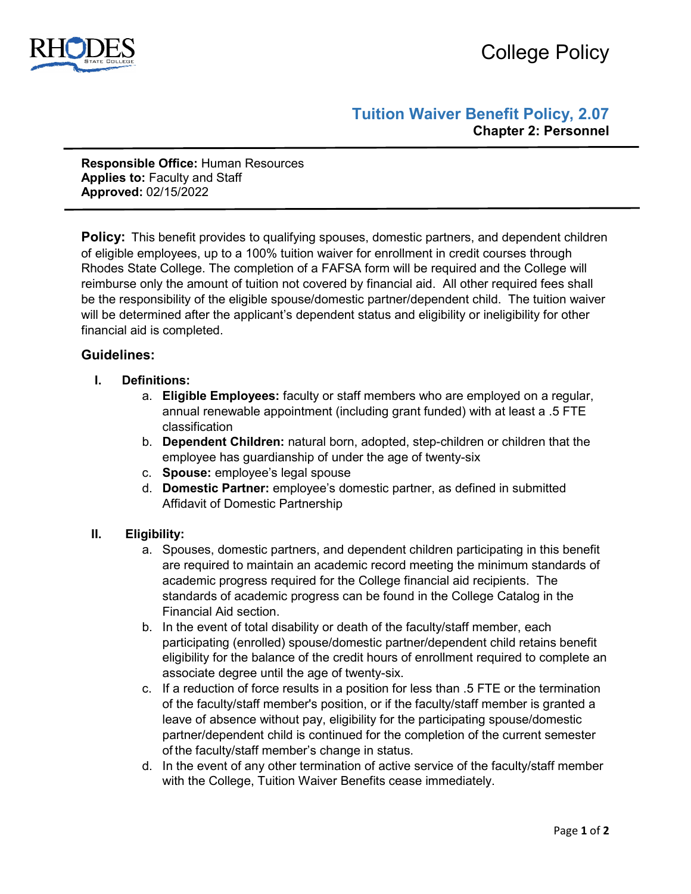# College Policy

## Tuition Waiver Benefit Policy, 2.07

**Chapter 2: Personnel**

**Responsible Office:** Human Resources
**Applies to:** Faculty and Staff
**Approved:** 02/15/2022

**Policy:** This benefit provides to qualifying spouses, domestic partners, and dependent children of eligible employees, up to a 100% tuition waiver for enrollment in credit courses through Rhodes State College. The completion of a FAFSA form will be required and the College will reimburse only the amount of tuition not covered by financial aid. All other required fees shall be the responsibility of the eligible spouse/domestic partner/dependent child. The tuition waiver will be determined after the applicant's dependent status and eligibility or ineligibility for other financial aid is completed.

### Guidelines:

**I. Definitions:**

a. **Eligible Employees:** faculty or staff members who are employed on a regular, annual renewable appointment (including grant funded) with at least a .5 FTE classification
b. **Dependent Children:** natural born, adopted, step-children or children that the employee has guardianship of under the age of twenty-six
c. **Spouse:** employee's legal spouse
d. **Domestic Partner:** employee's domestic partner, as defined in submitted Affidavit of Domestic Partnership

**II. Eligibility:**

a. Spouses, domestic partners, and dependent children participating in this benefit are required to maintain an academic record meeting the minimum standards of academic progress required for the College financial aid recipients. The standards of academic progress can be found in the College Catalog in the Financial Aid section.
b. In the event of total disability or death of the faculty/staff member, each participating (enrolled) spouse/domestic partner/dependent child retains benefit eligibility for the balance of the credit hours of enrollment required to complete an associate degree until the age of twenty-six.
c. If a reduction of force results in a position for less than .5 FTE or the termination of the faculty/staff member's position, or if the faculty/staff member is granted a leave of absence without pay, eligibility for the participating spouse/domestic partner/dependent child is continued for the completion of the current semester of the faculty/staff member's change in status.
d. In the event of any other termination of active service of the faculty/staff member with the College, Tuition Waiver Benefits cease immediately.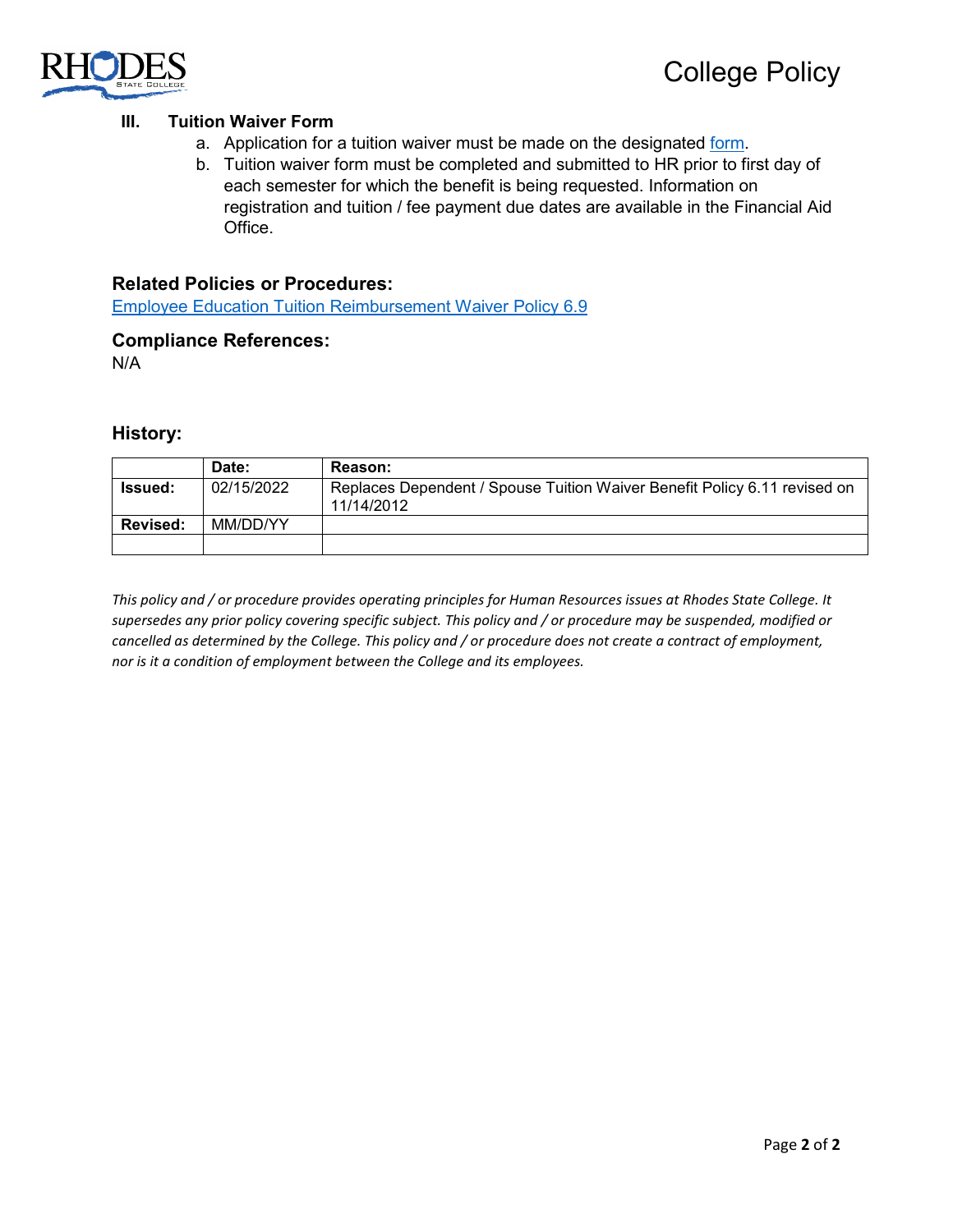### III. Tuition Waiver Form

a. Application for a tuition waiver must be made on the designated form.
b. Tuition waiver form must be completed and submitted to HR prior to first day of each semester for which the benefit is being requested. Information on registration and tuition / fee payment due dates are available in the Financial Aid Office.

## Related Policies or Procedures:

Employee Education Tuition Reimbursement Waiver Policy 6.9

## Compliance References:

N/A

## History:

| | Date: | Reason: |
|---|---|---|
| **Issued:** | 02/15/2022 | Replaces Dependent / Spouse Tuition Waiver Benefit Policy 6.11 revised on 11/14/2012 |
| **Revised:** | MM/DD/YY | |
| | | |

*This policy and / or procedure provides operating principles for Human Resources issues at Rhodes State College. It supersedes any prior policy covering specific subject. This policy and / or procedure may be suspended, modified or cancelled as determined by the College. This policy and / or procedure does not create a contract of employment, nor is it a condition of employment between the College and its employees.*